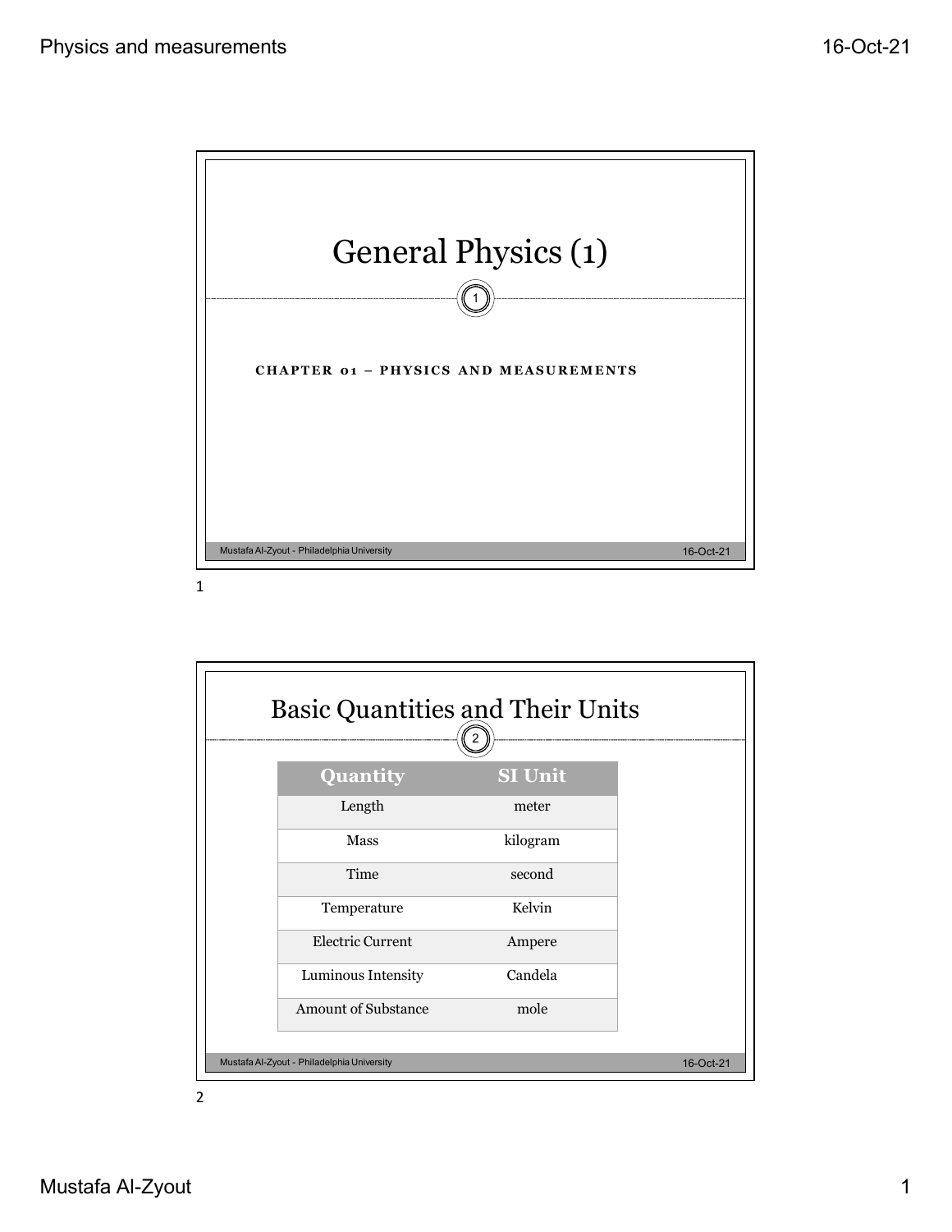# General Physics (1)

**CHAPTER 01 – PHYSICS AND MEASUREMENTS**

## Basic Quantities and Their Units

| Quantity | SI Unit |
|---|---|
| Length | meter |
| Mass | kilogram |
| Time | second |
| Temperature | Kelvin |
| Electric Current | Ampere |
| Luminous Intensity | Candela |
| Amount of Substance | mole |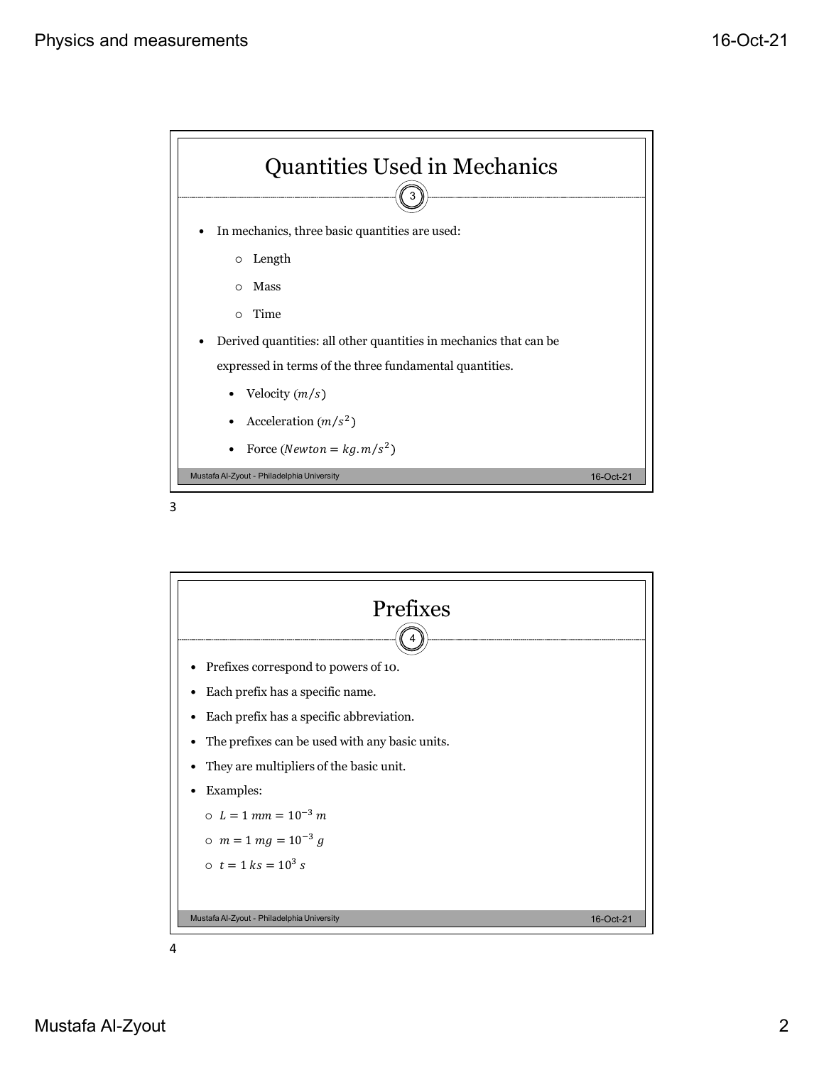## Quantities Used in Mechanics

- In mechanics, three basic quantities are used:
  - Length
  - Mass
  - Time
- Derived quantities: all other quantities in mechanics that can be expressed in terms of the three fundamental quantities.
  - Velocity ($m/s$)
  - Acceleration ($m/s^2$)
  - Force ($Newton = kg.m/s^2$)

## Prefixes

- Prefixes correspond to powers of 10.
- Each prefix has a specific name.
- Each prefix has a specific abbreviation.
- The prefixes can be used with any basic units.
- They are multipliers of the basic unit.
- Examples:
  - $L = 1\ mm = 10^{-3}\ m$
  - $m = 1\ mg = 10^{-3}\ g$
  - $t = 1\ ks = 10^{3}\ s$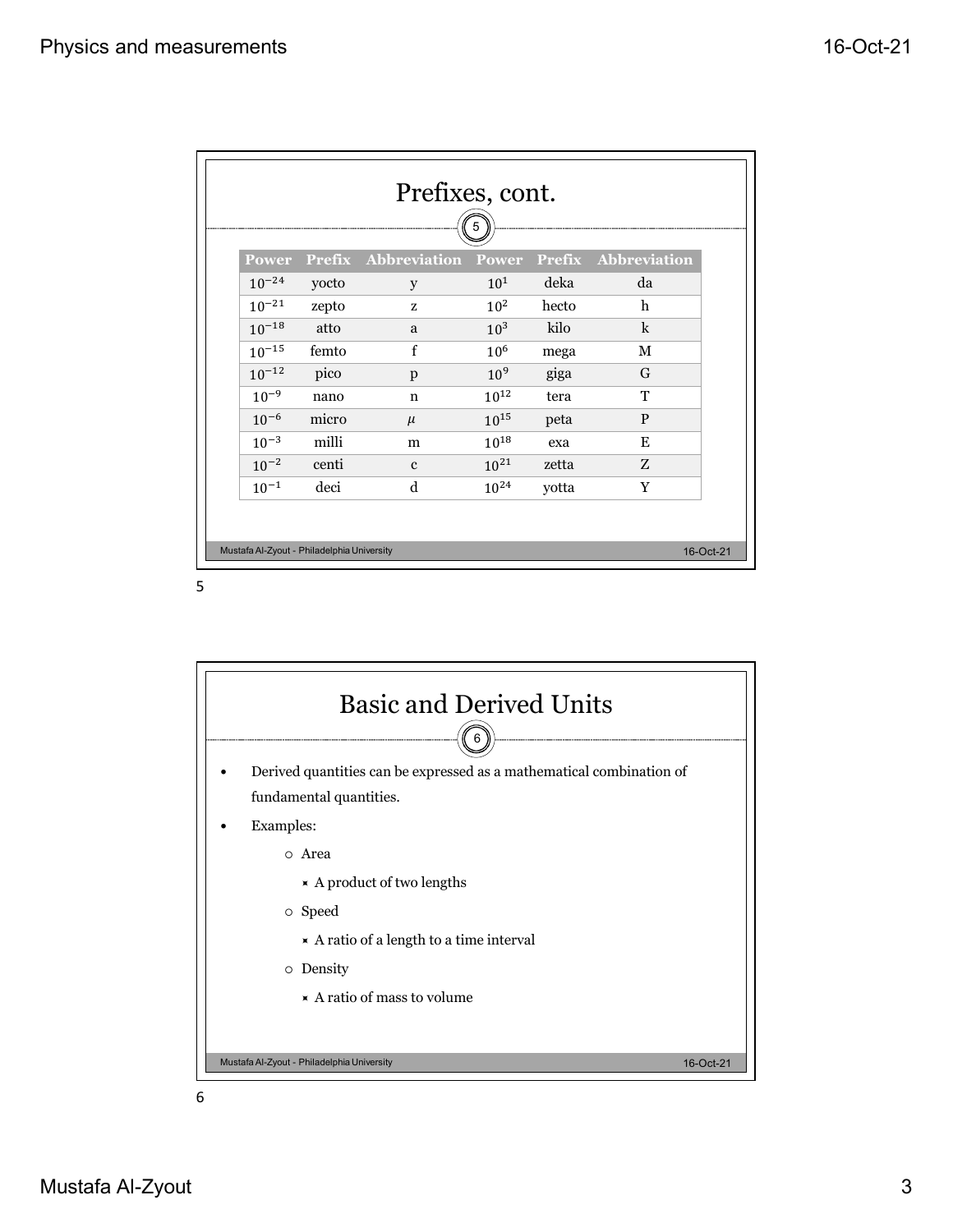## Prefixes, cont.

| Power | Prefix | Abbreviation | Power | Prefix | Abbreviation |
|---|---|---|---|---|---|
| $10^{-24}$ | yocto | y | $10^{1}$ | deka | da |
| $10^{-21}$ | zepto | z | $10^{2}$ | hecto | h |
| $10^{-18}$ | atto | a | $10^{3}$ | kilo | k |
| $10^{-15}$ | femto | f | $10^{6}$ | mega | M |
| $10^{-12}$ | pico | p | $10^{9}$ | giga | G |
| $10^{-9}$ | nano | n | $10^{12}$ | tera | T |
| $10^{-6}$ | micro | $\mu$ | $10^{15}$ | peta | P |
| $10^{-3}$ | milli | m | $10^{18}$ | exa | E |
| $10^{-2}$ | centi | c | $10^{21}$ | zetta | Z |
| $10^{-1}$ | deci | d | $10^{24}$ | yotta | Y |

## Basic and Derived Units

- Derived quantities can be expressed as a mathematical combination of fundamental quantities.
- Examples:
  - Area
    - A product of two lengths
  - Speed
    - A ratio of a length to a time interval
  - Density
    - A ratio of mass to volume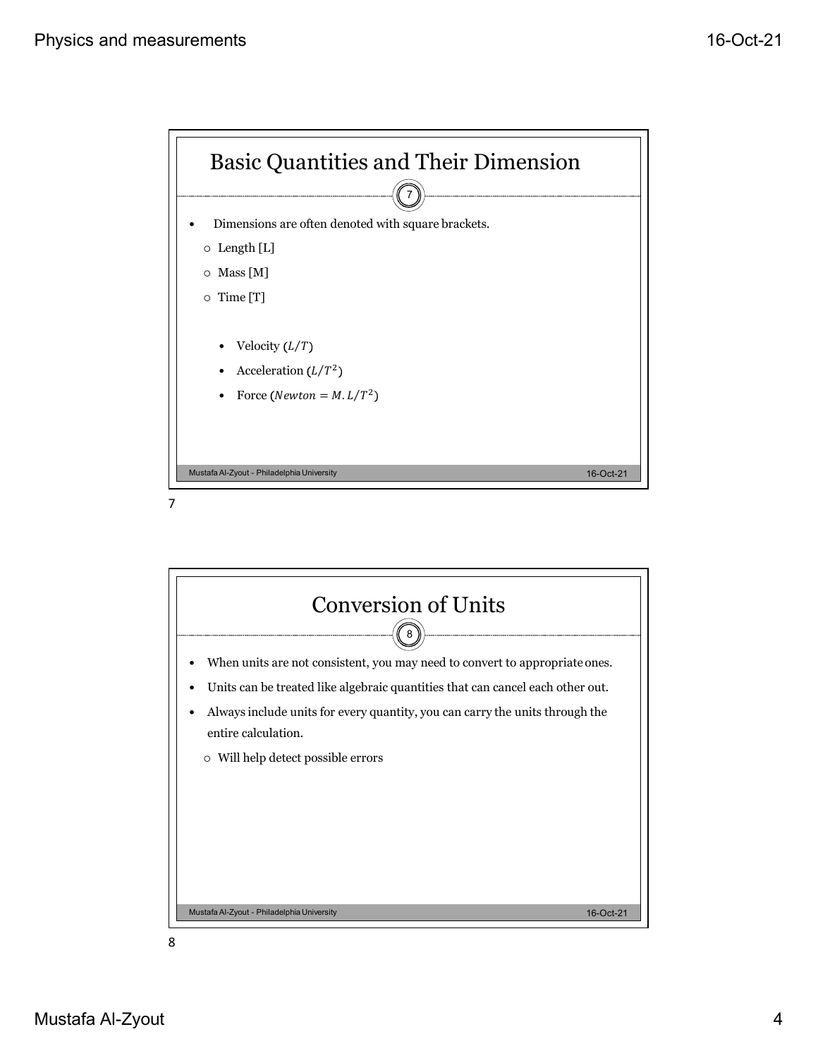## Basic Quantities and Their Dimension

- Dimensions are often denoted with square brackets.
  - Length [L]
  - Mass [M]
  - Time [T]
    - Velocity ($L/T$)
    - Acceleration ($L/T^2$)
    - Force ($Newton = M.L/T^2$)

## Conversion of Units

- When units are not consistent, you may need to convert to appropriate ones.
- Units can be treated like algebraic quantities that can cancel each other out.
- Always include units for every quantity, you can carry the units through the entire calculation.
  - Will help detect possible errors